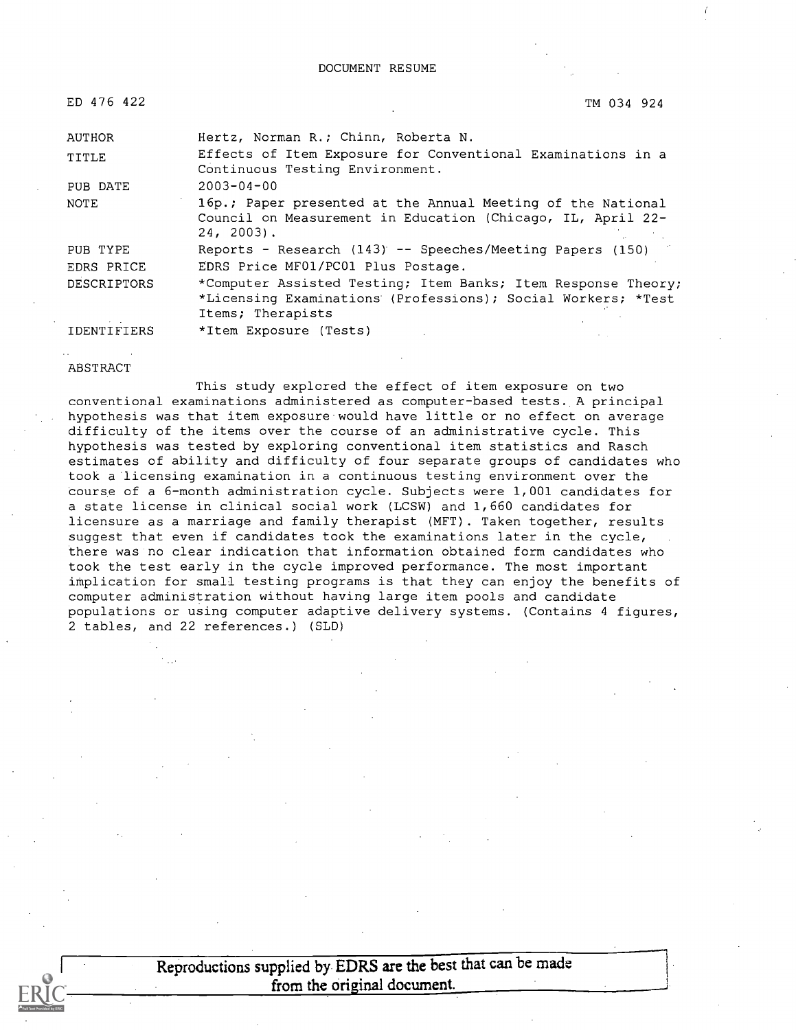DOCUMENT RESUME

| ED 476 422 | TM 034 924 |
| --- | --- |
| AUTHOR | Hertz, Norman R.; Chinn, Roberta N. |
| TITLE | Effects of Item Exposure for Conventional Examinations in a Continuous Testing Environment. |
| PUB DATE | 2003-04-00 |
| NOTE | 16p.; Paper presented at the Annual Meeting of the National Council on Measurement in Education (Chicago, IL, April 22-24, 2003). |
| PUB TYPE | Reports - Research (143) -- Speeches/Meeting Papers (150) |
| EDRS PRICE | EDRS Price MF01/PC01 Plus Postage. |
| DESCRIPTORS | *Computer Assisted Testing; Item Banks; Item Response Theory; *Licensing Examinations (Professions); Social Workers; *Test Items; Therapists |
| IDENTIFIERS | *Item Exposure (Tests) |

ABSTRACT

This study explored the effect of item exposure on two conventional examinations administered as computer-based tests. A principal hypothesis was that item exposure would have little or no effect on average difficulty of the items over the course of an administrative cycle. This hypothesis was tested by exploring conventional item statistics and Rasch estimates of ability and difficulty of four separate groups of candidates who took a licensing examination in a continuous testing environment over the course of a 6-month administration cycle. Subjects were 1,001 candidates for a state license in clinical social work (LCSW) and 1,660 candidates for licensure as a marriage and family therapist (MFT). Taken together, results suggest that even if candidates took the examinations later in the cycle, there was no clear indication that information obtained form candidates who took the test early in the cycle improved performance. The most important implication for small testing programs is that they can enjoy the benefits of computer administration without having large item pools and candidate populations or using computer adaptive delivery systems. (Contains 4 figures, 2 tables, and 22 references.) (SLD)

Reproductions supplied by EDRS are the best that can be made from the original document.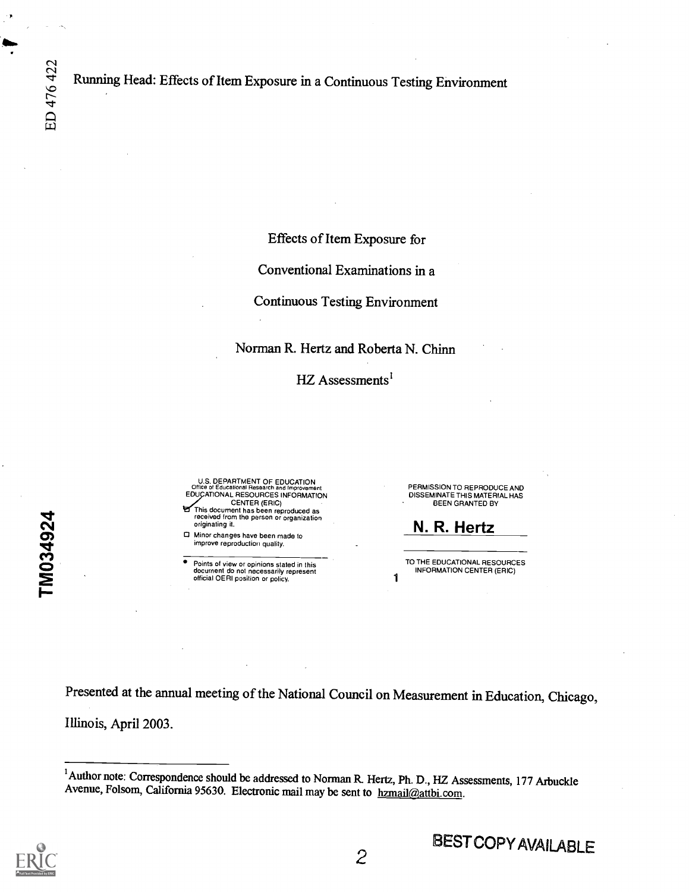Running Head: Effects of Item Exposure in a Continuous Testing Environment

Effects of Item Exposure for

Conventional Examinations in a

Continuous Testing Environment

Norman R. Hertz and Roberta N. Chinn

HZ Assessments[1]

U.S. DEPARTMENT OF EDUCATION
Office of Educational Research and Improvement
EDUCATIONAL RESOURCES INFORMATION CENTER (ERIC)

☑ This document has been reproduced as received from the person or organization originating it.

☐ Minor changes have been made to improve reproduction quality.

- Points of view or opinions stated in this document do not necessarily represent official OERI position or policy.

PERMISSION TO REPRODUCE AND DISSEMINATE THIS MATERIAL HAS BEEN GRANTED BY

**N. R. Hertz**

TO THE EDUCATIONAL RESOURCES INFORMATION CENTER (ERIC)

1

Presented at the annual meeting of the National Council on Measurement in Education, Chicago, Illinois, April 2003.

[1] Author note: Correspondence should be addressed to Norman R. Hertz, Ph. D., HZ Assessments, 177 Arbuckle Avenue, Folsom, California 95630. Electronic mail may be sent to hzmail@attbi.com.

BEST COPY AVAILABLE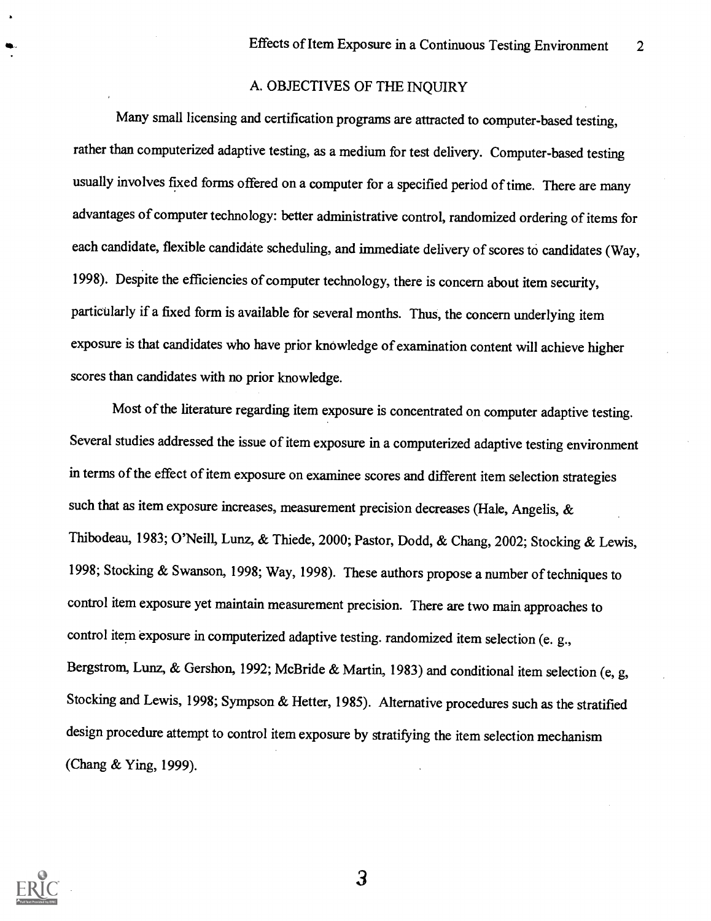## A. OBJECTIVES OF THE INQUIRY

Many small licensing and certification programs are attracted to computer-based testing, rather than computerized adaptive testing, as a medium for test delivery. Computer-based testing usually involves fixed forms offered on a computer for a specified period of time. There are many advantages of computer technology: better administrative control, randomized ordering of items for each candidate, flexible candidate scheduling, and immediate delivery of scores to candidates (Way, 1998). Despite the efficiencies of computer technology, there is concern about item security, particularly if a fixed form is available for several months. Thus, the concern underlying item exposure is that candidates who have prior knowledge of examination content will achieve higher scores than candidates with no prior knowledge.

Most of the literature regarding item exposure is concentrated on computer adaptive testing. Several studies addressed the issue of item exposure in a computerized adaptive testing environment in terms of the effect of item exposure on examinee scores and different item selection strategies such that as item exposure increases, measurement precision decreases (Hale, Angelis, & Thibodeau, 1983; O'Neill, Lunz, & Thiede, 2000; Pastor, Dodd, & Chang, 2002; Stocking & Lewis, 1998; Stocking & Swanson, 1998; Way, 1998). These authors propose a number of techniques to control item exposure yet maintain measurement precision. There are two main approaches to control item exposure in computerized adaptive testing. randomized item selection (e. g., Bergstrom, Lunz, & Gershon, 1992; McBride & Martin, 1983) and conditional item selection (e, g, Stocking and Lewis, 1998; Sympson & Hetter, 1985). Alternative procedures such as the stratified design procedure attempt to control item exposure by stratifying the item selection mechanism (Chang & Ying, 1999).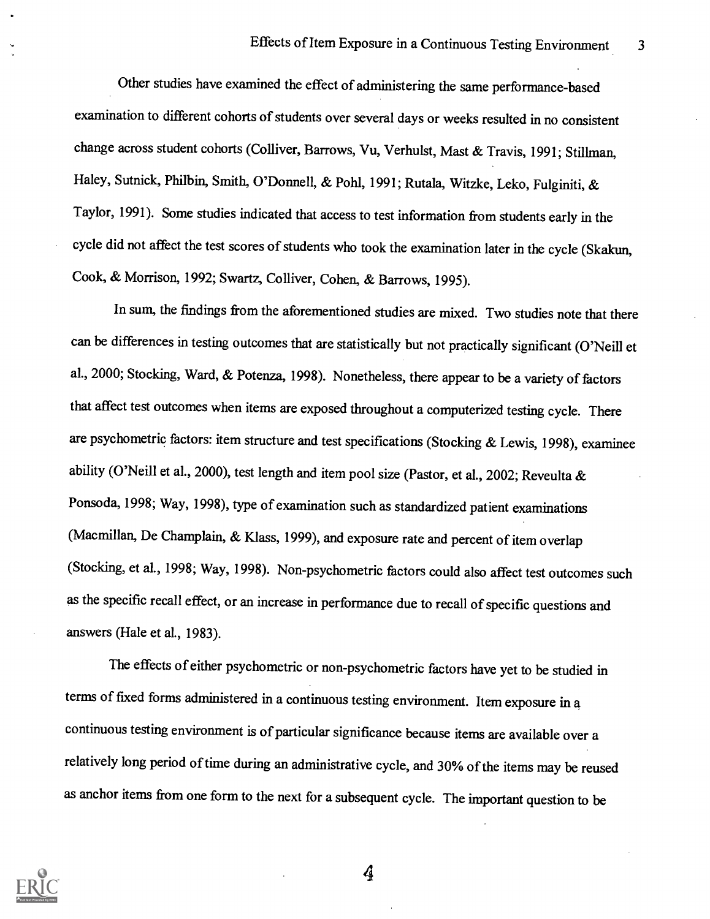Other studies have examined the effect of administering the same performance-based examination to different cohorts of students over several days or weeks resulted in no consistent change across student cohorts (Colliver, Barrows, Vu, Verhulst, Mast & Travis, 1991; Stillman, Haley, Sutnick, Philbin, Smith, O'Donnell, & Pohl, 1991; Rutala, Witzke, Leko, Fulginiti, & Taylor, 1991). Some studies indicated that access to test information from students early in the cycle did not affect the test scores of students who took the examination later in the cycle (Skakun, Cook, & Morrison, 1992; Swartz, Colliver, Cohen, & Barrows, 1995).

In sum, the findings from the aforementioned studies are mixed. Two studies note that there can be differences in testing outcomes that are statistically but not practically significant (O'Neill et al., 2000; Stocking, Ward, & Potenza, 1998). Nonetheless, there appear to be a variety of factors that affect test outcomes when items are exposed throughout a computerized testing cycle. There are psychometric factors: item structure and test specifications (Stocking & Lewis, 1998), examinee ability (O'Neill et al., 2000), test length and item pool size (Pastor, et al., 2002; Reveulta & Ponsoda, 1998; Way, 1998), type of examination such as standardized patient examinations (Macmillan, De Champlain, & Klass, 1999), and exposure rate and percent of item overlap (Stocking, et al., 1998; Way, 1998). Non-psychometric factors could also affect test outcomes such as the specific recall effect, or an increase in performance due to recall of specific questions and answers (Hale et al., 1983).

The effects of either psychometric or non-psychometric factors have yet to be studied in terms of fixed forms administered in a continuous testing environment. Item exposure in a continuous testing environment is of particular significance because items are available over a relatively long period of time during an administrative cycle, and 30% of the items may be reused as anchor items from one form to the next for a subsequent cycle. The important question to be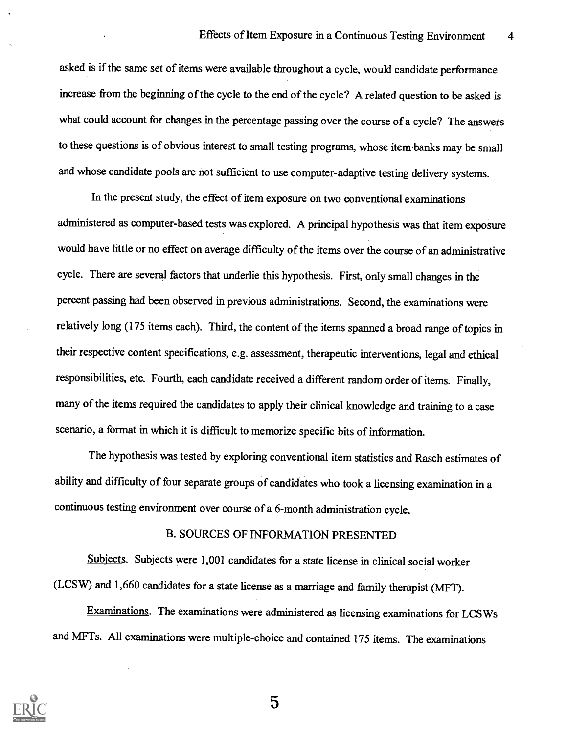asked is if the same set of items were available throughout a cycle, would candidate performance increase from the beginning of the cycle to the end of the cycle? A related question to be asked is what could account for changes in the percentage passing over the course of a cycle? The answers to these questions is of obvious interest to small testing programs, whose item banks may be small and whose candidate pools are not sufficient to use computer-adaptive testing delivery systems.

In the present study, the effect of item exposure on two conventional examinations administered as computer-based tests was explored. A principal hypothesis was that item exposure would have little or no effect on average difficulty of the items over the course of an administrative cycle. There are several factors that underlie this hypothesis. First, only small changes in the percent passing had been observed in previous administrations. Second, the examinations were relatively long (175 items each). Third, the content of the items spanned a broad range of topics in their respective content specifications, e.g. assessment, therapeutic interventions, legal and ethical responsibilities, etc. Fourth, each candidate received a different random order of items. Finally, many of the items required the candidates to apply their clinical knowledge and training to a case scenario, a format in which it is difficult to memorize specific bits of information.

The hypothesis was tested by exploring conventional item statistics and Rasch estimates of ability and difficulty of four separate groups of candidates who took a licensing examination in a continuous testing environment over course of a 6-month administration cycle.

## B. SOURCES OF INFORMATION PRESENTED

Subjects. Subjects were 1,001 candidates for a state license in clinical social worker (LCSW) and 1,660 candidates for a state license as a marriage and family therapist (MFT).

Examinations. The examinations were administered as licensing examinations for LCSWs and MFTs. All examinations were multiple-choice and contained 175 items. The examinations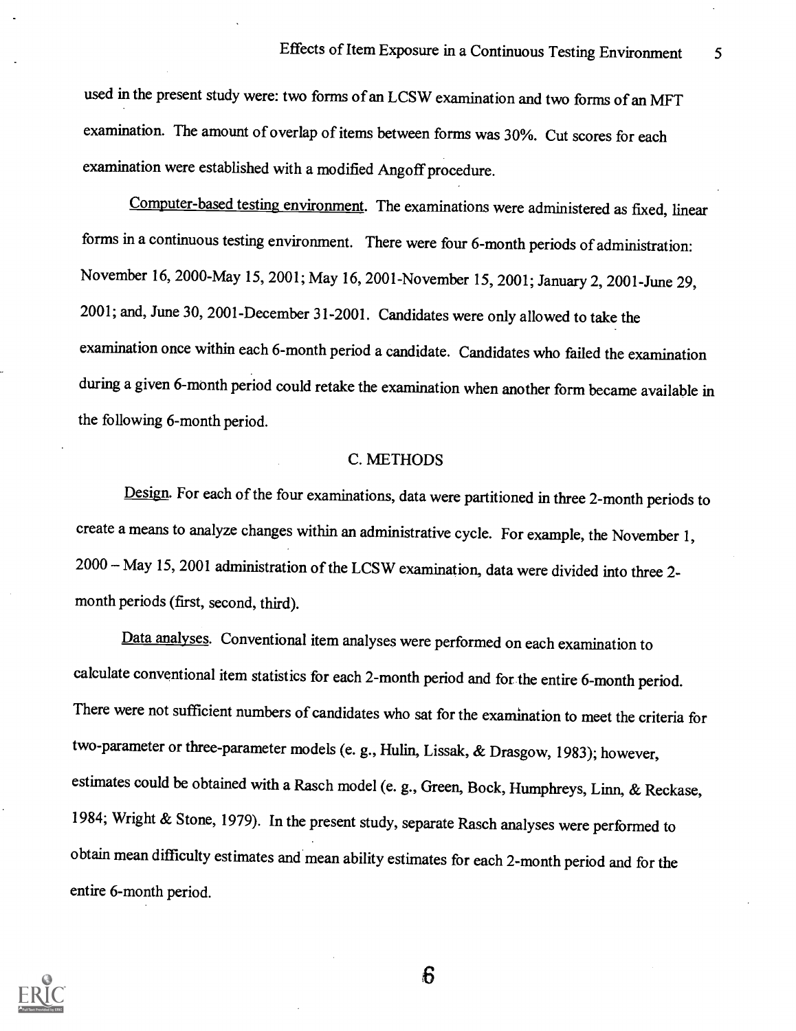used in the present study were: two forms of an LCSW examination and two forms of an MFT examination. The amount of overlap of items between forms was 30%. Cut scores for each examination were established with a modified Angoff procedure.

Computer-based testing environment. The examinations were administered as fixed, linear forms in a continuous testing environment. There were four 6-month periods of administration: November 16, 2000-May 15, 2001; May 16, 2001-November 15, 2001; January 2, 2001-June 29, 2001; and, June 30, 2001-December 31-2001. Candidates were only allowed to take the examination once within each 6-month period a candidate. Candidates who failed the examination during a given 6-month period could retake the examination when another form became available in the following 6-month period.

## C. METHODS

Design. For each of the four examinations, data were partitioned in three 2-month periods to create a means to analyze changes within an administrative cycle. For example, the November 1, 2000 – May 15, 2001 administration of the LCSW examination, data were divided into three 2-month periods (first, second, third).

Data analyses. Conventional item analyses were performed on each examination to calculate conventional item statistics for each 2-month period and for the entire 6-month period. There were not sufficient numbers of candidates who sat for the examination to meet the criteria for two-parameter or three-parameter models (e. g., Hulin, Lissak, & Drasgow, 1983); however, estimates could be obtained with a Rasch model (e. g., Green, Bock, Humphreys, Linn, & Reckase, 1984; Wright & Stone, 1979). In the present study, separate Rasch analyses were performed to obtain mean difficulty estimates and mean ability estimates for each 2-month period and for the entire 6-month period.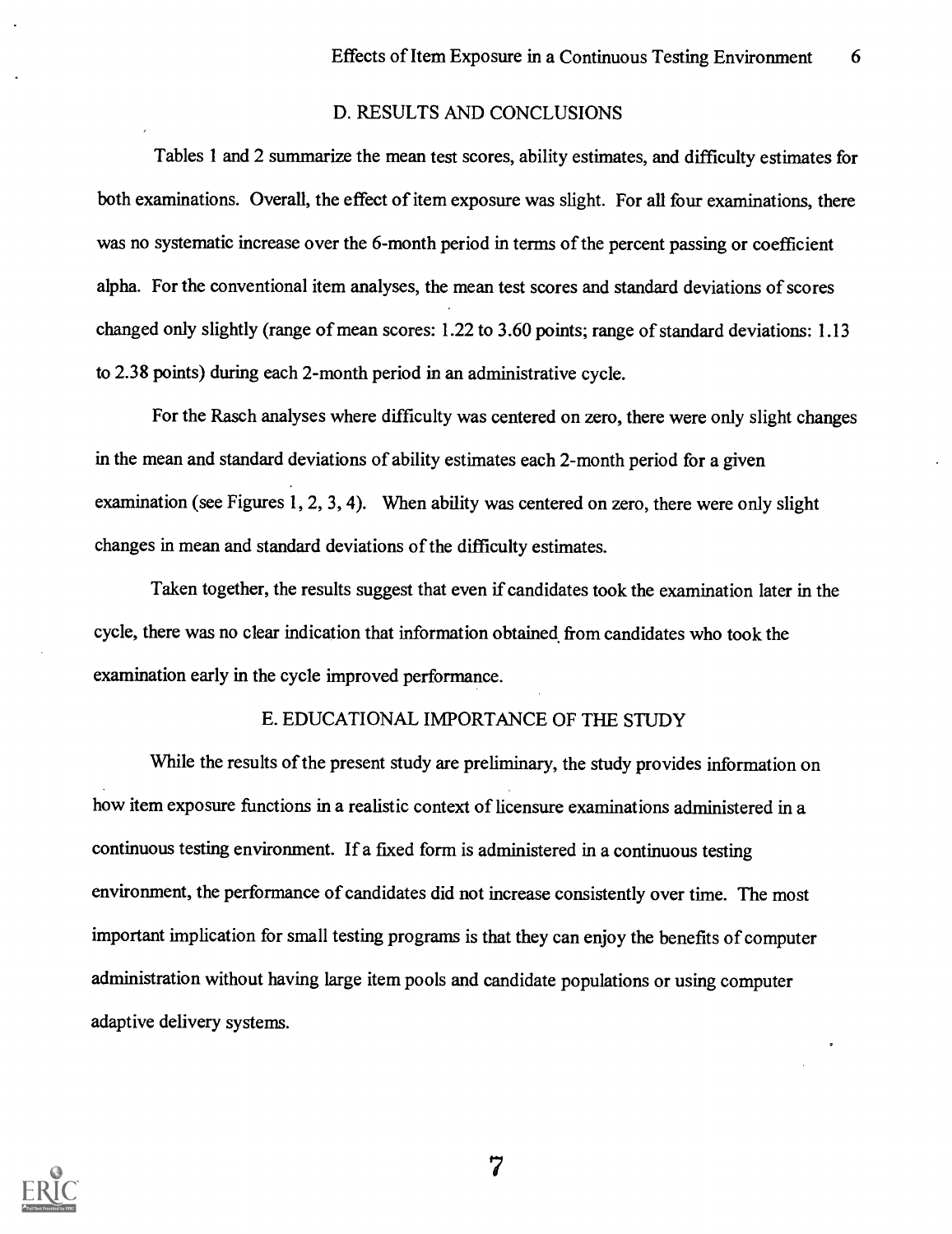## D. RESULTS AND CONCLUSIONS

Tables 1 and 2 summarize the mean test scores, ability estimates, and difficulty estimates for both examinations. Overall, the effect of item exposure was slight. For all four examinations, there was no systematic increase over the 6-month period in terms of the percent passing or coefficient alpha. For the conventional item analyses, the mean test scores and standard deviations of scores changed only slightly (range of mean scores: 1.22 to 3.60 points; range of standard deviations: 1.13 to 2.38 points) during each 2-month period in an administrative cycle.

For the Rasch analyses where difficulty was centered on zero, there were only slight changes in the mean and standard deviations of ability estimates each 2-month period for a given examination (see Figures 1, 2, 3, 4). When ability was centered on zero, there were only slight changes in mean and standard deviations of the difficulty estimates.

Taken together, the results suggest that even if candidates took the examination later in the cycle, there was no clear indication that information obtained from candidates who took the examination early in the cycle improved performance.

## E. EDUCATIONAL IMPORTANCE OF THE STUDY

While the results of the present study are preliminary, the study provides information on how item exposure functions in a realistic context of licensure examinations administered in a continuous testing environment. If a fixed form is administered in a continuous testing environment, the performance of candidates did not increase consistently over time. The most important implication for small testing programs is that they can enjoy the benefits of computer administration without having large item pools and candidate populations or using computer adaptive delivery systems.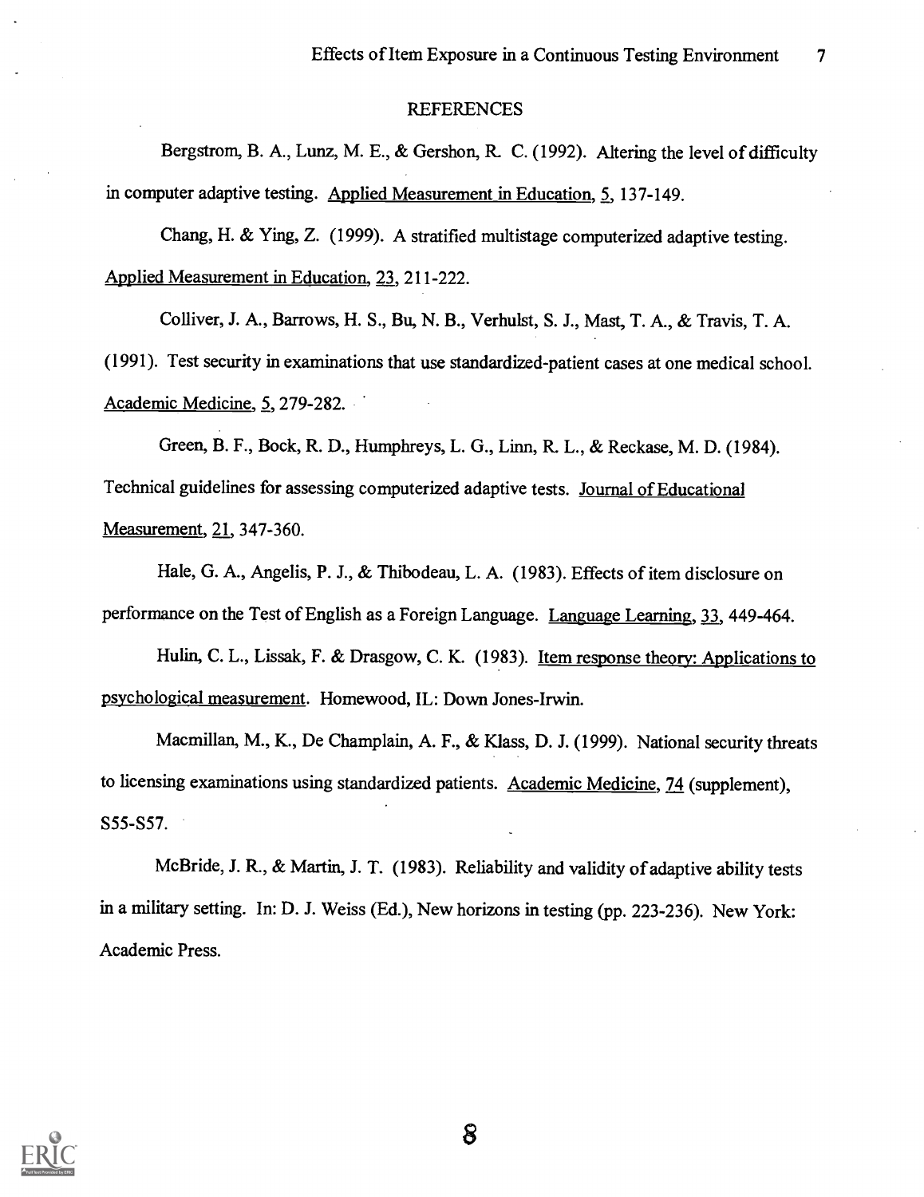## REFERENCES

Bergstrom, B. A., Lunz, M. E., & Gershon, R. C. (1992). Altering the level of difficulty in computer adaptive testing. Applied Measurement in Education, 5, 137-149.

Chang, H. & Ying, Z. (1999). A stratified multistage computerized adaptive testing. Applied Measurement in Education, 23, 211-222.

Colliver, J. A., Barrows, H. S., Bu, N. B., Verhulst, S. J., Mast, T. A., & Travis, T. A. (1991). Test security in examinations that use standardized-patient cases at one medical school. Academic Medicine, 5, 279-282.

Green, B. F., Bock, R. D., Humphreys, L. G., Linn, R. L., & Reckase, M. D. (1984). Technical guidelines for assessing computerized adaptive tests. Journal of Educational Measurement, 21, 347-360.

Hale, G. A., Angelis, P. J., & Thibodeau, L. A. (1983). Effects of item disclosure on performance on the Test of English as a Foreign Language. Language Learning, 33, 449-464.

Hulin, C. L., Lissak, F. & Drasgow, C. K. (1983). Item response theory: Applications to psychological measurement. Homewood, IL: Down Jones-Irwin.

Macmillan, M., K., De Champlain, A. F., & Klass, D. J. (1999). National security threats to licensing examinations using standardized patients. Academic Medicine, 74 (supplement), S55-S57.

McBride, J. R., & Martin, J. T. (1983). Reliability and validity of adaptive ability tests in a military setting. In: D. J. Weiss (Ed.), New horizons in testing (pp. 223-236). New York: Academic Press.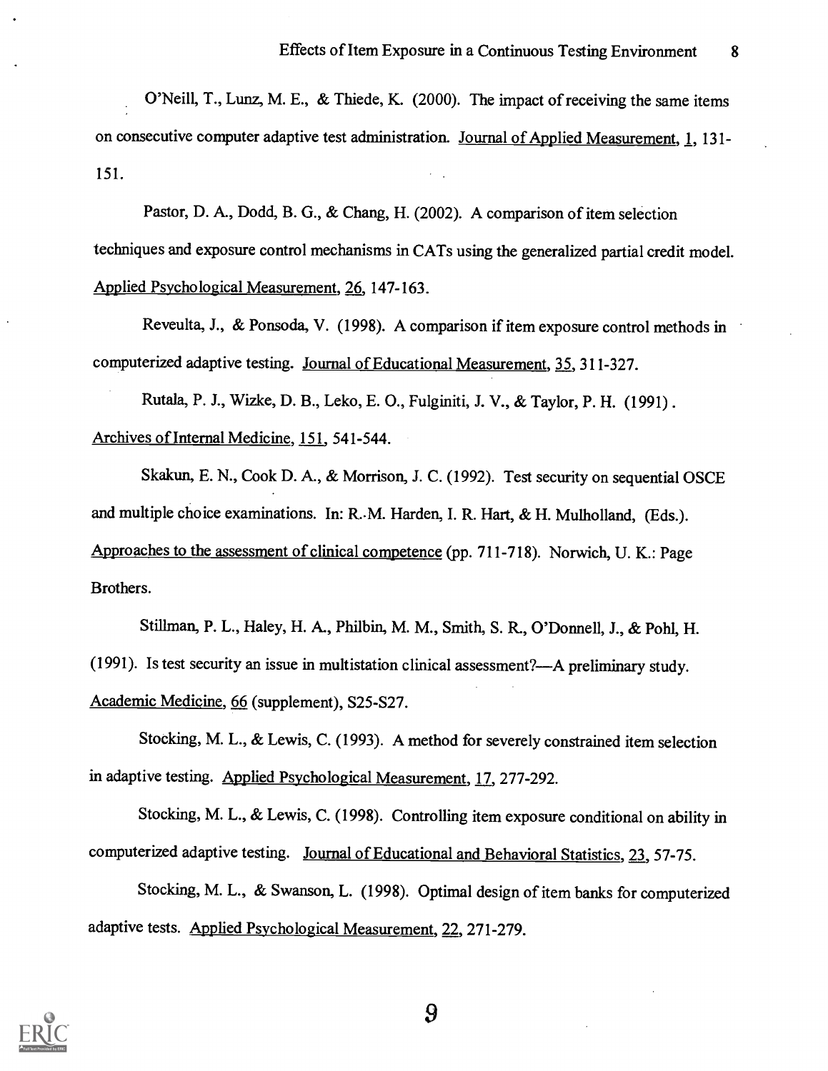O'Neill, T., Lunz, M. E., & Thiede, K. (2000). The impact of receiving the same items on consecutive computer adaptive test administration. Journal of Applied Measurement, 1, 131-151.

Pastor, D. A., Dodd, B. G., & Chang, H. (2002). A comparison of item selection techniques and exposure control mechanisms in CATs using the generalized partial credit model. Applied Psychological Measurement, 26, 147-163.

Reveulta, J., & Ponsoda, V. (1998). A comparison if item exposure control methods in computerized adaptive testing. Journal of Educational Measurement, 35, 311-327.

Rutala, P. J., Wizke, D. B., Leko, E. O., Fulginiti, J. V., & Taylor, P. H. (1991). Archives of Internal Medicine, 151, 541-544.

Skakun, E. N., Cook D. A., & Morrison, J. C. (1992). Test security on sequential OSCE and multiple choice examinations. In: R. M. Harden, I. R. Hart, & H. Mulholland, (Eds.). Approaches to the assessment of clinical competence (pp. 711-718). Norwich, U. K.: Page Brothers.

Stillman, P. L., Haley, H. A., Philbin, M. M., Smith, S. R., O'Donnell, J., & Pohl, H. (1991). Is test security an issue in multistation clinical assessment?—A preliminary study. Academic Medicine, 66 (supplement), S25-S27.

Stocking, M. L., & Lewis, C. (1993). A method for severely constrained item selection in adaptive testing. Applied Psychological Measurement, 17, 277-292.

Stocking, M. L., & Lewis, C. (1998). Controlling item exposure conditional on ability in computerized adaptive testing. Journal of Educational and Behavioral Statistics, 23, 57-75.

Stocking, M. L., & Swanson, L. (1998). Optimal design of item banks for computerized adaptive tests. Applied Psychological Measurement, 22, 271-279.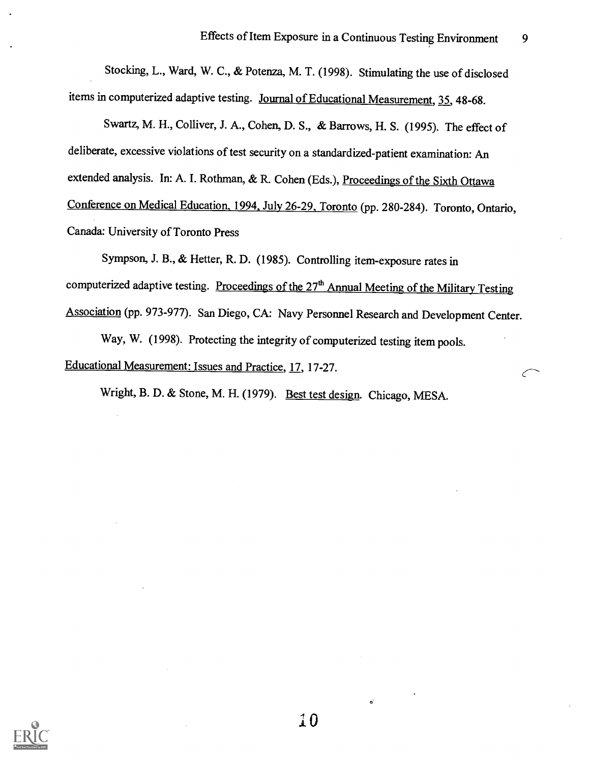Stocking, L., Ward, W. C., & Potenza, M. T. (1998). Stimulating the use of disclosed items in computerized adaptive testing. Journal of Educational Measurement, 35, 48-68.

Swartz, M. H., Colliver, J. A., Cohen, D. S., & Barrows, H. S. (1995). The effect of deliberate, excessive violations of test security on a standardized-patient examination: An extended analysis. In: A. I. Rothman, & R. Cohen (Eds.), Proceedings of the Sixth Ottawa Conference on Medical Education, 1994, July 26-29, Toronto (pp. 280-284). Toronto, Ontario, Canada: University of Toronto Press

Sympson, J. B., & Hetter, R. D. (1985). Controlling item-exposure rates in computerized adaptive testing. Proceedings of the 27th Annual Meeting of the Military Testing Association (pp. 973-977). San Diego, CA: Navy Personnel Research and Development Center.

Way, W. (1998). Protecting the integrity of computerized testing item pools. Educational Measurement: Issues and Practice, 17, 17-27.

Wright, B. D. & Stone, M. H. (1979). Best test design. Chicago, MESA.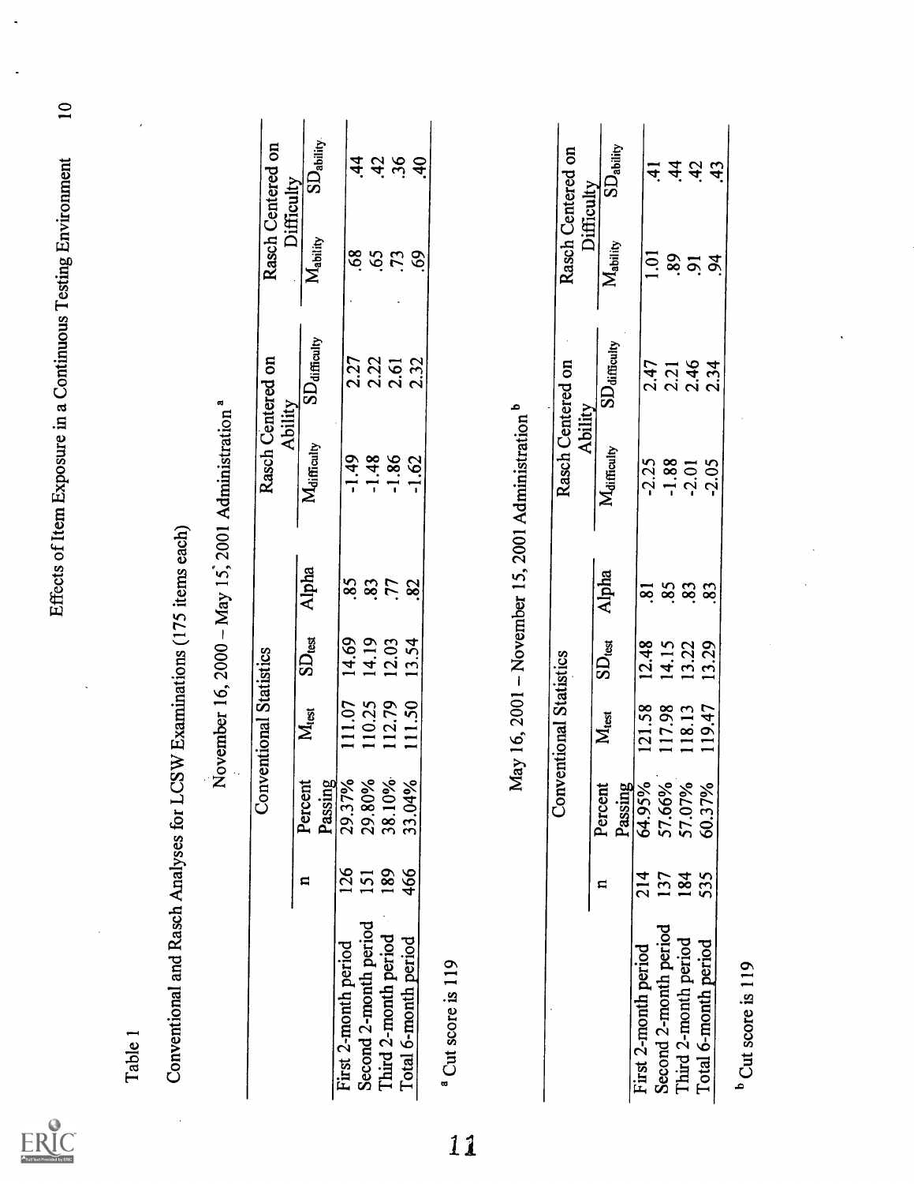Table 1

Conventional and Rasch Analyses for LCSW Examinations (175 items each)

November 16, 2000 – May 15, 2001 Administration [a]

| | Conventional Statistics | | | | | Rasch Centered on Ability | | Rasch Centered on Difficulty | |
|---|---|---|---|---|---|---|---|---|---|
| | n | Percent Passing | $M_{test}$ | $SD_{test}$ | Alpha | $M_{difficulty}$ | $SD_{difficulty}$ | $M_{ability}$ | $SD_{ability}$ |
| First 2-month period | 126 | 29.37% | 111.07 | 14.69 | .85 | -1.49 | 2.27 | .68 | .44 |
| Second 2-month period | 151 | 29.80% | 110.25 | 14.19 | .83 | -1.48 | 2.22 | .65 | .42 |
| Third 2-month period | 189 | 38.10% | 112.79 | 12.03 | .77 | -1.86 | 2.61 | .73 | .36 |
| Total 6-month period | 466 | 33.04% | 111.50 | 13.54 | .82 | -1.62 | 2.32 | .69 | .40 |

[a] Cut score is 119

May 16, 2001 – November 15, 2001 Administration [b]

| | Conventional Statistics | | | | | Rasch Centered on Ability | | Rasch Centered on Difficulty | |
|---|---|---|---|---|---|---|---|---|---|
| | n | Percent Passing | $M_{test}$ | $SD_{test}$ | Alpha | $M_{difficulty}$ | $SD_{difficulty}$ | $M_{ability}$ | $SD_{ability}$ |
| First 2-month period | 214 | 64.95% | 121.58 | 12.48 | .81 | -2.25 | 2.47 | 1.01 | .41 |
| Second 2-month period | 137 | 57.66% | 117.98 | 14.15 | .85 | -1.88 | 2.21 | .89 | .44 |
| Third 2-month period | 184 | 57.07% | 118.13 | 13.22 | .83 | -2.01 | 2.46 | .91 | .42 |
| Total 6-month period | 535 | 60.37% | 119.47 | 13.29 | .83 | -2.05 | 2.34 | .94 | .43 |

[b] Cut score is 119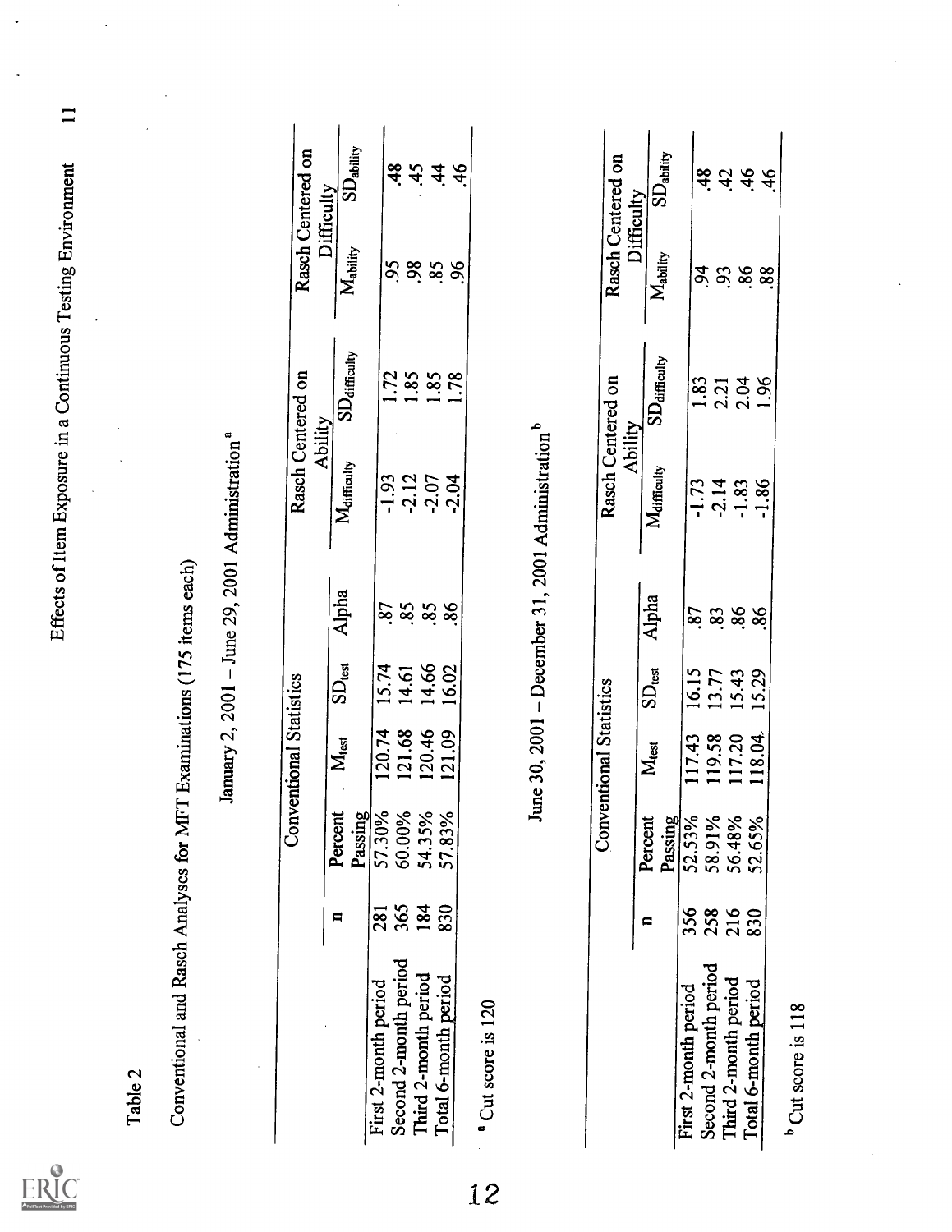Table 2

Conventional and Rasch Analyses for MFT Examinations (175 items each)

January 2, 2001 – June 29, 2001 Administration[a]

| | n | Conventional Statistics | | | | Rasch Centered on Ability | | Rasch Centered on Difficulty | |
|---|---|---|---|---|---|---|---|---|---|
| | | Percent Passing | $M_{test}$ | $SD_{test}$ | Alpha | $M_{difficulty}$ | $SD_{difficulty}$ | $M_{ability}$ | $SD_{ability}$ |
| First 2-month period | 281 | 57.30% | 120.74 | 15.74 | .87 | -1.93 | 1.72 | .95 | .48 |
| Second 2-month period | 365 | 60.00% | 121.68 | 14.61 | .85 | -2.12 | 1.85 | .98 | .45 |
| Third 2-month period | 184 | 54.35% | 120.46 | 14.66 | .85 | -2.07 | 1.85 | .85 | .44 |
| Total 6-month period | 830 | 57.83% | 121.09 | 16.02 | .86 | -2.04 | 1.78 | .96 | .46 |

[a] Cut score is 120

June 30, 2001 – December 31, 2001 Administration[b]

| | n | Conventional Statistics | | | | Rasch Centered on Ability | | Rasch Centered on Difficulty | |
|---|---|---|---|---|---|---|---|---|---|
| | | Percent Passing | $M_{test}$ | $SD_{test}$ | Alpha | $M_{difficulty}$ | $SD_{difficulty}$ | $M_{ability}$ | $SD_{ability}$ |
| First 2-month period | 356 | 52.53% | 117.43 | 16.15 | .87 | -1.73 | 1.83 | .94 | .48 |
| Second 2-month period | 258 | 58.91% | 119.58 | 13.77 | .83 | -2.14 | 2.21 | .93 | .42 |
| Third 2-month period | 216 | 56.48% | 117.20 | 15.43 | .86 | -1.83 | 2.04 | .86 | .46 |
| Total 6-month period | 830 | 52.65% | 118.04 | 15.29 | .86 | -1.86 | 1.96 | .88 | .46 |

[b] Cut score is 118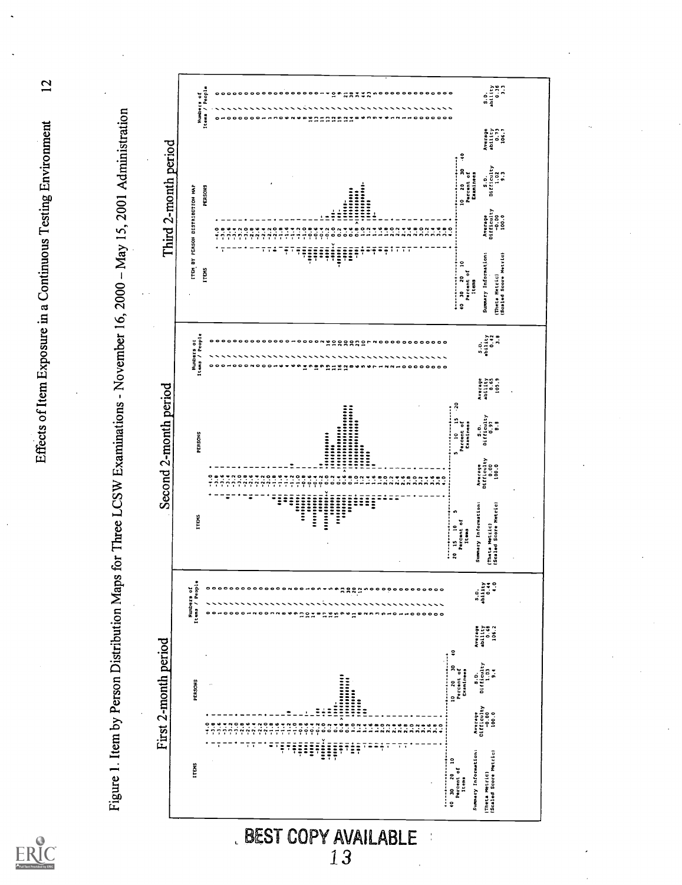Figure 1. Item by Person Distribution Maps for Three LCSW Examinations - November 16, 2000 – May 15, 2001 Administration

First 2-month period

Second 2-month period

Third 2-month period

| Summary Information: | Average Difficulty | S.D. Difficulty | Average ability | S.D. ability |
|---|---|---|---|---|
| **First 2-month period** | | | | |
| (Theta Metric) | -0.00 | 1.03 | 0.68 | 0.44 |
| (Scaled Score Metric) | 100.0 | 9.4 | 106.2 | 4.0 |
| **Second 2-month period** | | | | |
| (Theta Metric) | 0.00 | 0.97 | 0.65 | 0.42 |
| (Scaled Score Metric) | 100.0 | 8.8 | 105.9 | 3.8 |
| **Third 2-month period** | | | | |
| (Theta Metric) | -0.00 | 1.02 | 0.73 | 0.36 |
| (Scaled Score Metric) | 100.0 | 9.3 | 106.7 | 3.3 |

BEST COPY AVAILABLE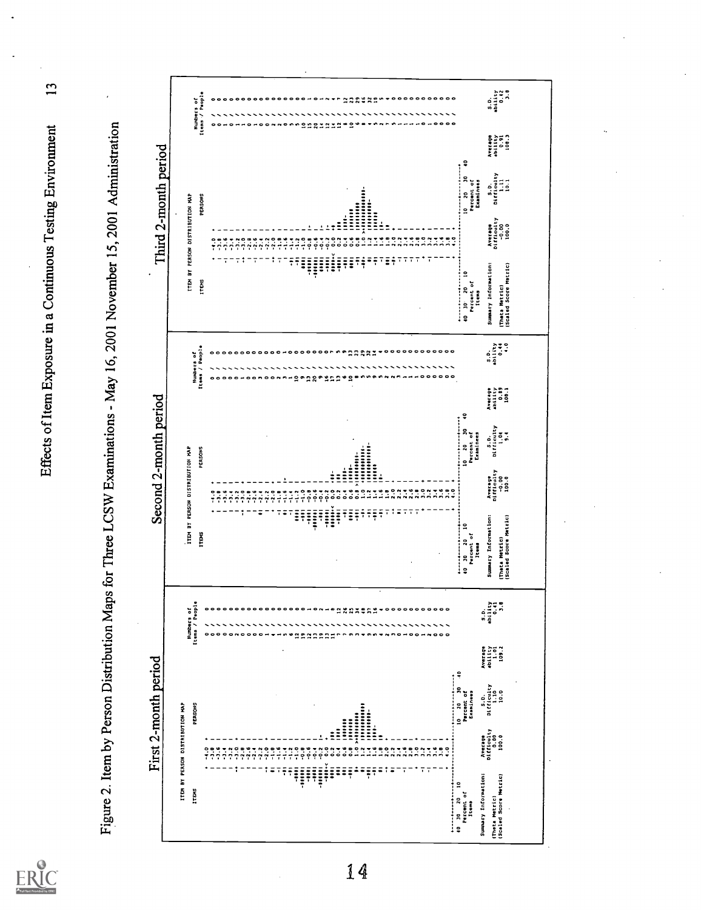Figure 2. Item by Person Distribution Maps for Three LCSW Examinations - May 16, 2001 November 15, 2001 Administration

First 2-month period

Second 2-month period

Third 2-month period

| | First 2-month period | Second 2-month period | Third 2-month period |
|---|---|---|---|
| Average Difficulty (Theta Metric) | 0.00 | -0.00 | -0.00 |
| Average Difficulty (Scaled Score Metric) | 100.0 | 100.0 | 100.0 |
| S.D. Difficulty (Theta Metric) | 1.10 | 1.04 | 1.11 |
| S.D. Difficulty (Scaled Score Metric) | 10.0 | 9.4 | 10.1 |
| Average ability (Theta Metric) | 1.01 | 0.89 | 0.91 |
| Average ability (Scaled Score Metric) | 109.2 | 108.1 | 108.3 |
| S.D. ability (Theta Metric) | 0.41 | 0.44 | 0.42 |
| S.D. ability (Scaled Score Metric) | 3.8 | 4.0 | 3.8 |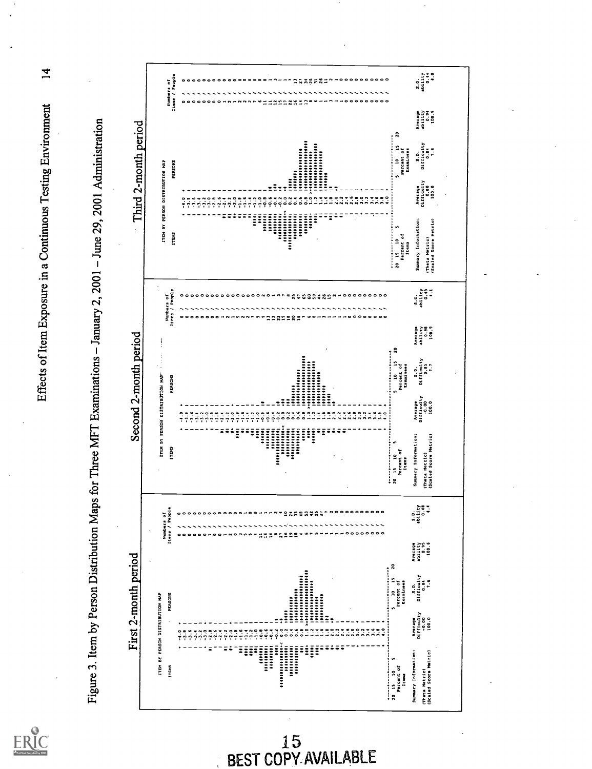Figure 3. Item by Person Distribution Maps for Three MFT Examinations – January 2, 2001 – June 29, 2001 Administration

First 2-month period

Second 2-month period

Third 2-month period

BEST COPY AVAILABLE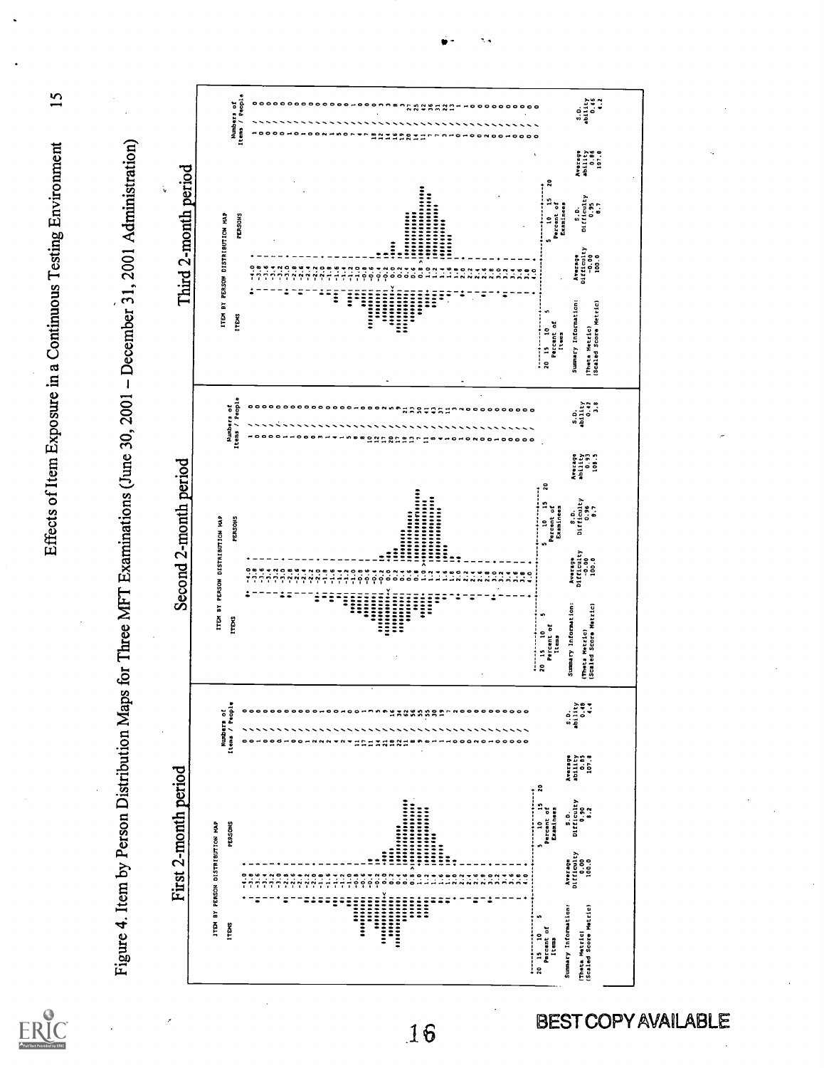Figure 4. Item by Person Distribution Maps for Three MFT Examinations (June 30, 2001 – December 31, 2001 Administration)

First 2-month period

| Summary Information: | Average Difficulty | S.D. Difficulty | Average ability | S.D. ability |
|---|---|---|---|---|
| (Theta Metric) | 0.00 | 0.90 | 0.85 | 0.48 |
| (Scaled Score Metric) | 100.0 | 8.2 | 107.8 | 4.4 |

Second 2-month period

| Summary Information: | Average Difficulty | S.D. Difficulty | Average ability | S.D. ability |
|---|---|---|---|---|
| (Theta Metric) | -0.00 | 0.96 | 0.93 | 0.42 |
| (Scaled Score Metric) | 100.0 | 8.7 | 108.5 | 3.8 |

Third 2-month period

| Summary Information: | Average Difficulty | S.D. Difficulty | Average ability | S.D. ability |
|---|---|---|---|---|
| (Theta Metric) | -0.00 | 0.95 | 0.86 | 0.46 |
| (Scaled Score Metric) | 100.0 | 8.7 | 107.8 | 4.2 |

BEST COPY AVAILABLE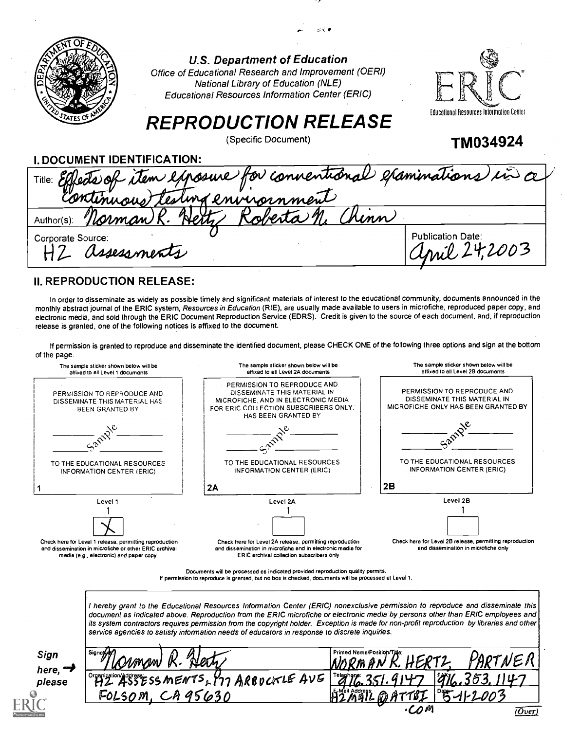**U.S. Department of Education**

*Office of Educational Research and Improvement (OERI)*
*National Library of Education (NLE)*
*Educational Resources Information Center (ERIC)*

Educational Resources Information Center

# REPRODUCTION RELEASE

(Specific Document)

**TM034924**

## I. DOCUMENT IDENTIFICATION:

| | |
|---|---|
| Title: Effects of item exposure for conventional examinations in a continuous testing environment | |
| Author(s): Norman R. Hertz Roberta N. Chinn | |
| Corporate Source: H2 Assessments | Publication Date: April 24, 2003 |

## II. REPRODUCTION RELEASE:

In order to disseminate as widely as possible timely and significant materials of interest to the educational community, documents announced in the monthly abstract journal of the ERIC system, *Resources in Education* (RIE), are usually made available to users in microfiche, reproduced paper copy, and electronic media, and sold through the ERIC Document Reproduction Service (EDRS). Credit is given to the source of each document, and, if reproduction release is granted, one of the following notices is affixed to the document.

If permission is granted to reproduce and disseminate the identified document, please CHECK ONE of the following three options and sign at the bottom of the page.

| The sample sticker shown below will be affixed to all Level 1 documents | The sample sticker shown below will be affixed to all Level 2A documents | The sample sticker shown below will be affixed to all Level 2B documents |
|---|---|---|
| PERMISSION TO REPRODUCE AND DISSEMINATE THIS MATERIAL HAS BEEN GRANTED BY<br>Sample<br>TO THE EDUCATIONAL RESOURCES INFORMATION CENTER (ERIC)<br>1 | PERMISSION TO REPRODUCE AND DISSEMINATE THIS MATERIAL IN MICROFICHE, AND IN ELECTRONIC MEDIA FOR ERIC COLLECTION SUBSCRIBERS ONLY, HAS BEEN GRANTED BY<br>Sample<br>TO THE EDUCATIONAL RESOURCES INFORMATION CENTER (ERIC)<br>2A | PERMISSION TO REPRODUCE AND DISSEMINATE THIS MATERIAL IN MICROFICHE ONLY HAS BEEN GRANTED BY<br>Sample<br>TO THE EDUCATIONAL RESOURCES INFORMATION CENTER (ERIC)<br>2B |
| Level 1<br>[X] | Level 2A<br>[ ] | Level 2B<br>[ ] |
| Check here for Level 1 release, permitting reproduction and dissemination in microfiche or other ERIC archival media (e.g., electronic) *and* paper copy. | Check here for Level 2A release, permitting reproduction and dissemination in microfiche and in electronic media for ERIC archival collection subscribers only | Check here for Level 2B release, permitting reproduction and dissemination in microfiche only |

Documents will be processed as indicated provided reproduction quality permits.
If permission to reproduce is granted, but no box is checked, documents will be processed at Level 1.

*I hereby grant to the Educational Resources Information Center (ERIC) nonexclusive permission to reproduce and disseminate this document as indicated above. Reproduction from the ERIC microfiche or electronic media by persons other than ERIC employees and its system contractors requires permission from the copyright holder. Exception is made for non-profit reproduction by libraries and other service agencies to satisfy information needs of educators in response to discrete inquiries.*

**Sign here, → please**

| | |
|---|---|
| Signature: Norman R. Hertz | Printed Name/Position/Title: NORMAN R. HERTZ, PARTNER |
| Organization/Address: H2 ASSESSMENTS, 177 ARBUCKLE AVE FOLSOM, CA 95630 | Telephone: 916.351.9147 FAX: 916.353.1147 |
| | E-Mail Address: H2MAIL@ATTBI.COM Date: 5-11-2003 |

(Over)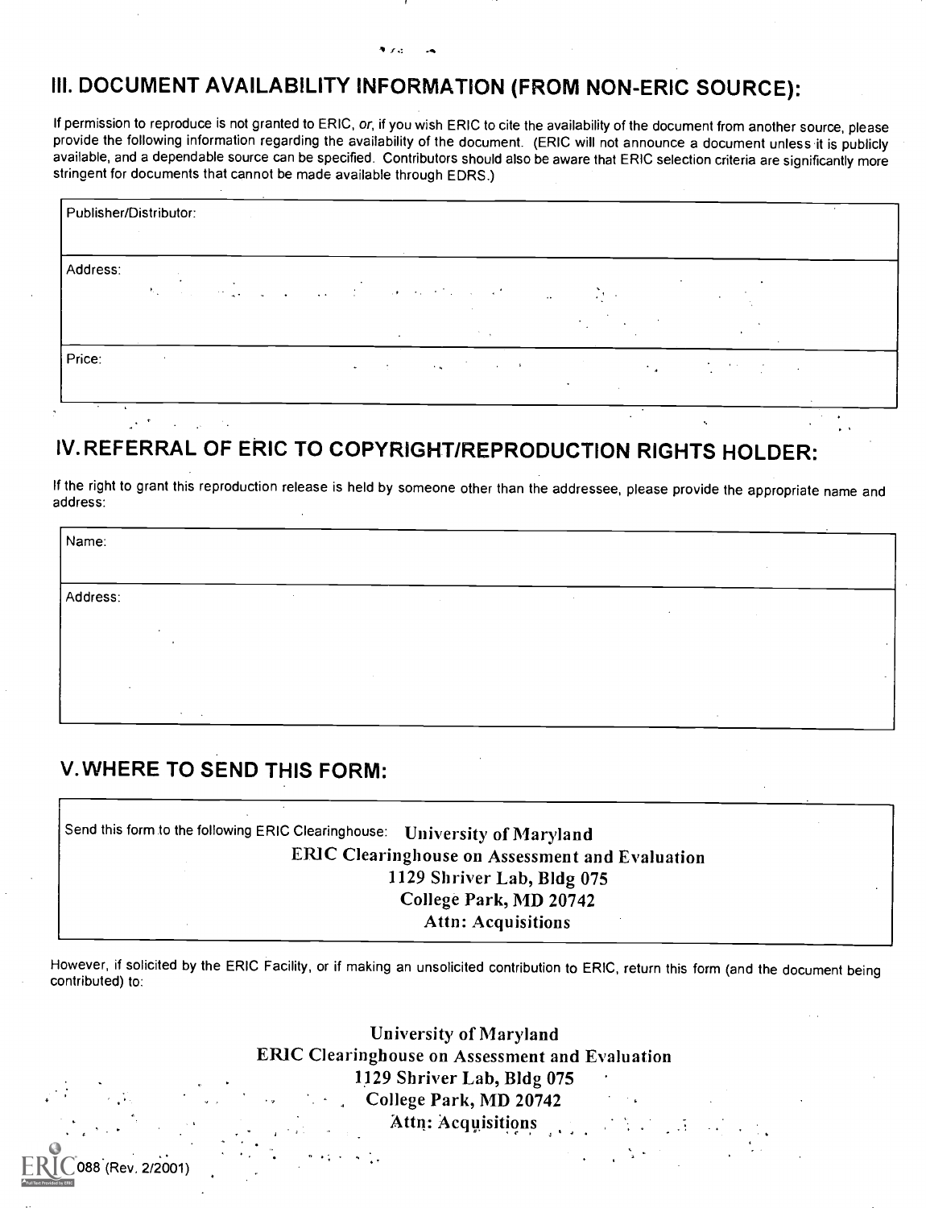## III. DOCUMENT AVAILABILITY INFORMATION (FROM NON-ERIC SOURCE):

If permission to reproduce is not granted to ERIC, *or*, if you wish ERIC to cite the availability of the document from another source, please provide the following information regarding the availability of the document. (ERIC will not announce a document unless it is publicly available, and a dependable source can be specified. Contributors should also be aware that ERIC selection criteria are significantly more stringent for documents that cannot be made available through EDRS.)

| | |
|---|---|
| Publisher/Distributor: | |
| Address: | |
| Price: | |

## IV. REFERRAL OF ERIC TO COPYRIGHT/REPRODUCTION RIGHTS HOLDER:

If the right to grant this reproduction release is held by someone other than the addressee, please provide the appropriate name and address:

| | |
|---|---|
| Name: | |
| Address: | |

## V. WHERE TO SEND THIS FORM:

Send this form to the following ERIC Clearinghouse: **University of Maryland**
**ERIC Clearinghouse on Assessment and Evaluation**
**1129 Shriver Lab, Bldg 075**
**College Park, MD 20742**
**Attn: Acquisitions**

However, if solicited by the ERIC Facility, or if making an unsolicited contribution to ERIC, return this form (and the document being contributed) to:

**University of Maryland**
**ERIC Clearinghouse on Assessment and Evaluation**
**1129 Shriver Lab, Bldg 075**
**College Park, MD 20742**
**Attn: Acquisitions**

EFF-088 (Rev. 2/2001)